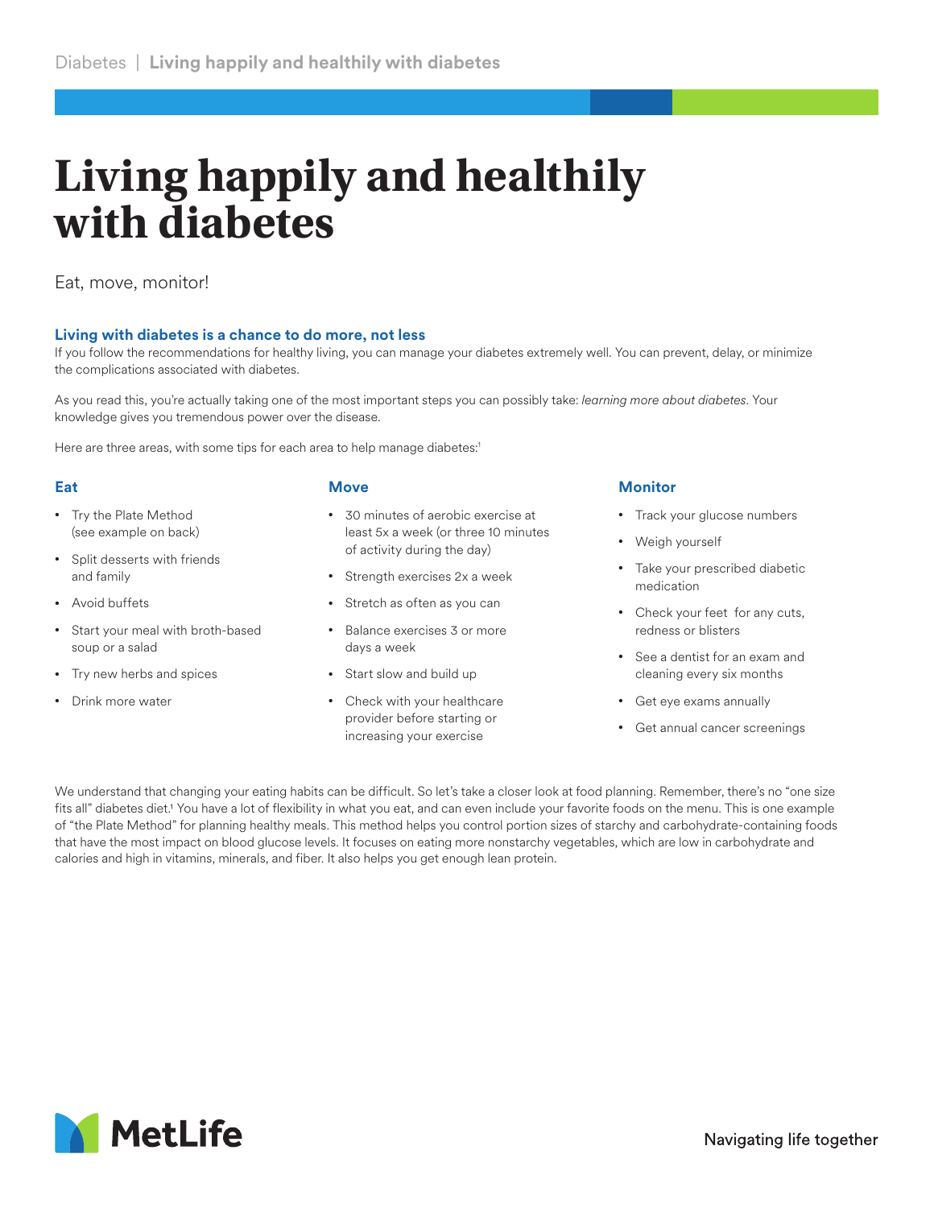# Living happily and healthily with diabetes

Eat, move, monitor!

### Living with diabetes is a chance to do more, not less

If you follow the recommendations for healthy living, you can manage your diabetes extremely well. You can prevent, delay, or minimize the complications associated with diabetes.

As you read this, you're actually taking one of the most important steps you can possibly take: *learning more about diabetes*. Your knowledge gives you tremendous power over the disease.

Here are three areas, with some tips for each area to help manage diabetes:[1]

### Eat

- Try the Plate Method (see example on back)
- Split desserts with friends and family
- Avoid buffets
- Start your meal with broth-based soup or a salad
- Try new herbs and spices
- Drink more water

### Move

- 30 minutes of aerobic exercise at least 5x a week (or three 10 minutes of activity during the day)
- Strength exercises 2x a week
- Stretch as often as you can
- Balance exercises 3 or more days a week
- Start slow and build up
- Check with your healthcare provider before starting or increasing your exercise

### Monitor

- Track your glucose numbers
- Weigh yourself
- Take your prescribed diabetic medication
- Check your feet for any cuts, redness or blisters
- See a dentist for an exam and cleaning every six months
- Get eye exams annually
- Get annual cancer screenings

We understand that changing your eating habits can be difficult. So let's take a closer look at food planning. Remember, there's no "one size fits all" diabetes diet.[1] You have a lot of flexibility in what you eat, and can even include your favorite foods on the menu. This is one example of "the Plate Method" for planning healthy meals. This method helps you control portion sizes of starchy and carbohydrate-containing foods that have the most impact on blood glucose levels. It focuses on eating more nonstarchy vegetables, which are low in carbohydrate and calories and high in vitamins, minerals, and fiber. It also helps you get enough lean protein.

MetLife

Navigating life together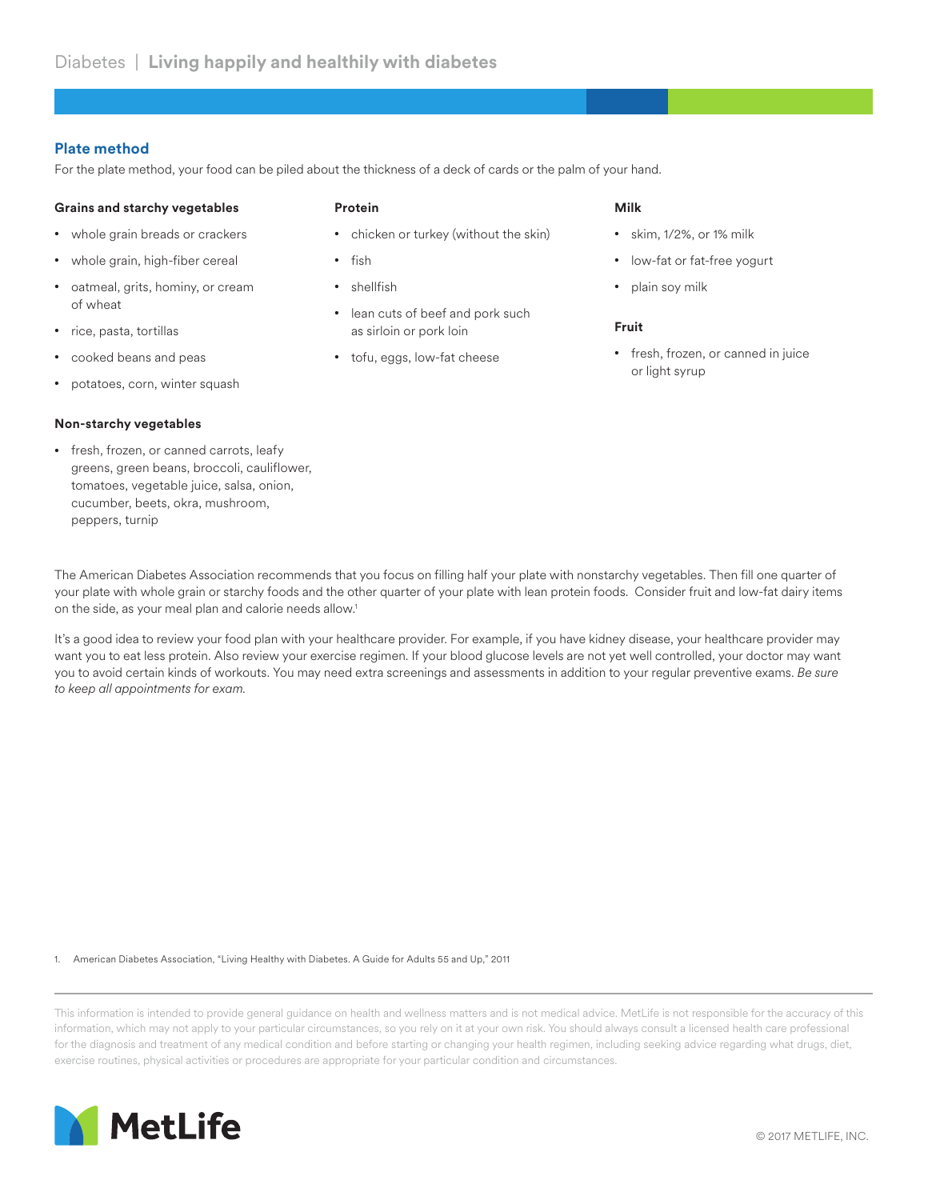## Plate method

For the plate method, your food can be piled about the thickness of a deck of cards or the palm of your hand.

**Grains and starchy vegetables**

- whole grain breads or crackers
- whole grain, high-fiber cereal
- oatmeal, grits, hominy, or cream of wheat
- rice, pasta, tortillas
- cooked beans and peas
- potatoes, corn, winter squash

**Non-starchy vegetables**

- fresh, frozen, or canned carrots, leafy greens, green beans, broccoli, cauliflower, tomatoes, vegetable juice, salsa, onion, cucumber, beets, okra, mushroom, peppers, turnip

**Protein**

- chicken or turkey (without the skin)
- fish
- shellfish
- lean cuts of beef and pork such as sirloin or pork loin
- tofu, eggs, low-fat cheese

**Milk**

- skim, 1/2%, or 1% milk
- low-fat or fat-free yogurt
- plain soy milk

**Fruit**

- fresh, frozen, or canned in juice or light syrup

The American Diabetes Association recommends that you focus on filling half your plate with nonstarchy vegetables. Then fill one quarter of your plate with whole grain or starchy foods and the other quarter of your plate with lean protein foods. Consider fruit and low-fat dairy items on the side, as your meal plan and calorie needs allow.[1]

It's a good idea to review your food plan with your healthcare provider. For example, if you have kidney disease, your healthcare provider may want you to eat less protein. Also review your exercise regimen. If your blood glucose levels are not yet well controlled, your doctor may want you to avoid certain kinds of workouts. You may need extra screenings and assessments in addition to your regular preventive exams. *Be sure to keep all appointments for exam.*

1. American Diabetes Association, "Living Healthy with Diabetes. A Guide for Adults 55 and Up," 2011

This information is intended to provide general guidance on health and wellness matters and is not medical advice. MetLife is not responsible for the accuracy of this information, which may not apply to your particular circumstances, so you rely on it at your own risk. You should always consult a licensed health care professional for the diagnosis and treatment of any medical condition and before starting or changing your health regimen, including seeking advice regarding what drugs, diet, exercise routines, physical activities or procedures are appropriate for your particular condition and circumstances.

MetLife

© 2017 METLIFE, INC.